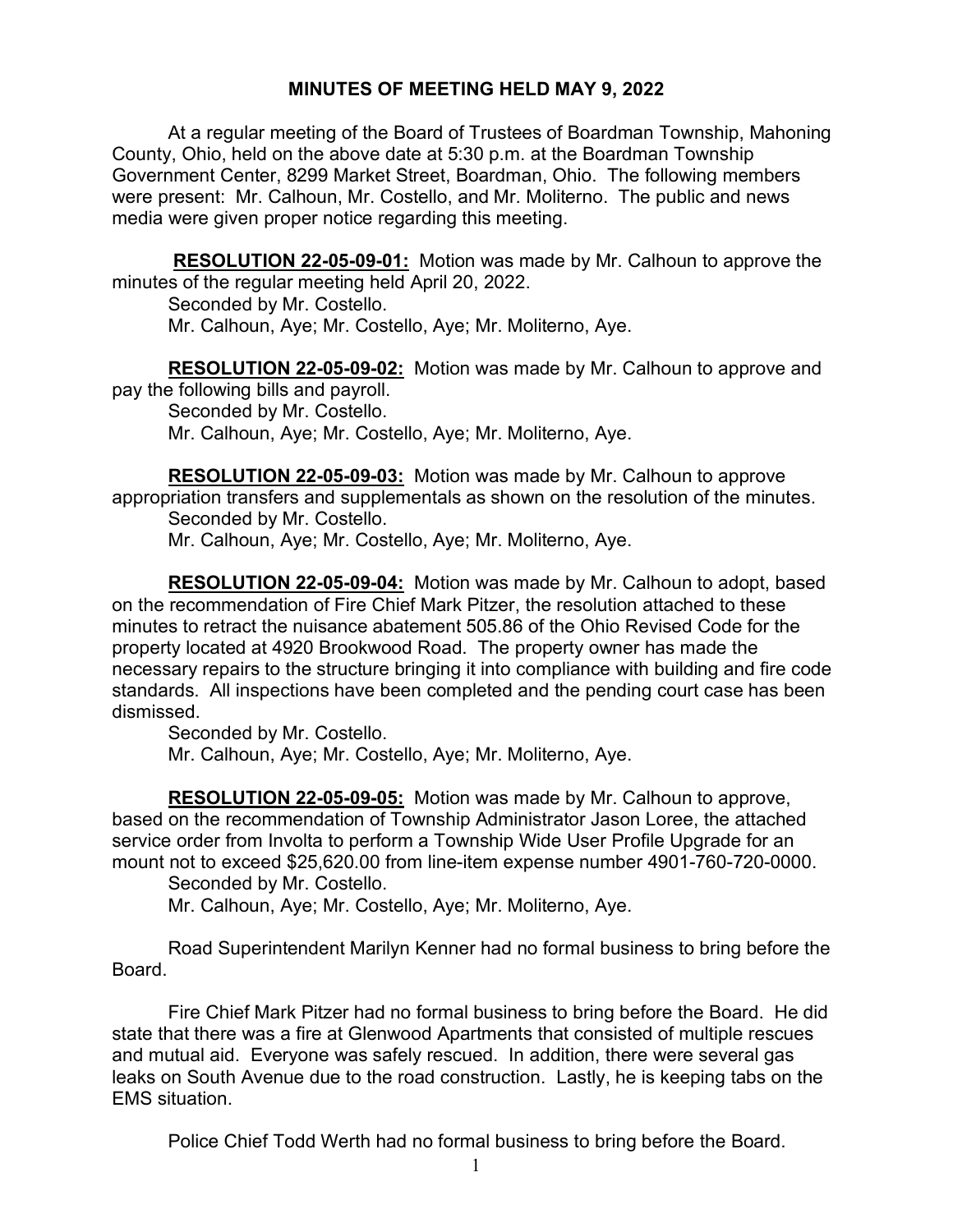# MINUTES OF MEETING HELD MAY 9, 2022

At a regular meeting of the Board of Trustees of Boardman Township, Mahoning County, Ohio, held on the above date at 5:30 p.m. at the Boardman Township Government Center, 8299 Market Street, Boardman, Ohio. The following members were present: Mr. Calhoun, Mr. Costello, and Mr. Moliterno. The public and news media were given proper notice regarding this meeting.

**RESOLUTION 22-05-09-01:** Motion was made by Mr. Calhoun to approve the minutes of the regular meeting held April 20, 2022.
Seconded by Mr. Costello.
Mr. Calhoun, Aye; Mr. Costello, Aye; Mr. Moliterno, Aye.

**RESOLUTION 22-05-09-02:** Motion was made by Mr. Calhoun to approve and pay the following bills and payroll.
Seconded by Mr. Costello.
Mr. Calhoun, Aye; Mr. Costello, Aye; Mr. Moliterno, Aye.

**RESOLUTION 22-05-09-03:** Motion was made by Mr. Calhoun to approve appropriation transfers and supplementals as shown on the resolution of the minutes.
Seconded by Mr. Costello.
Mr. Calhoun, Aye; Mr. Costello, Aye; Mr. Moliterno, Aye.

**RESOLUTION 22-05-09-04:** Motion was made by Mr. Calhoun to adopt, based on the recommendation of Fire Chief Mark Pitzer, the resolution attached to these minutes to retract the nuisance abatement 505.86 of the Ohio Revised Code for the property located at 4920 Brookwood Road. The property owner has made the necessary repairs to the structure bringing it into compliance with building and fire code standards. All inspections have been completed and the pending court case has been dismissed.
Seconded by Mr. Costello.
Mr. Calhoun, Aye; Mr. Costello, Aye; Mr. Moliterno, Aye.

**RESOLUTION 22-05-09-05:** Motion was made by Mr. Calhoun to approve, based on the recommendation of Township Administrator Jason Loree, the attached service order from Involta to perform a Township Wide User Profile Upgrade for an mount not to exceed $25,620.00 from line-item expense number 4901-760-720-0000.
Seconded by Mr. Costello.
Mr. Calhoun, Aye; Mr. Costello, Aye; Mr. Moliterno, Aye.

Road Superintendent Marilyn Kenner had no formal business to bring before the Board.

Fire Chief Mark Pitzer had no formal business to bring before the Board. He did state that there was a fire at Glenwood Apartments that consisted of multiple rescues and mutual aid. Everyone was safely rescued. In addition, there were several gas leaks on South Avenue due to the road construction. Lastly, he is keeping tabs on the EMS situation.

Police Chief Todd Werth had no formal business to bring before the Board.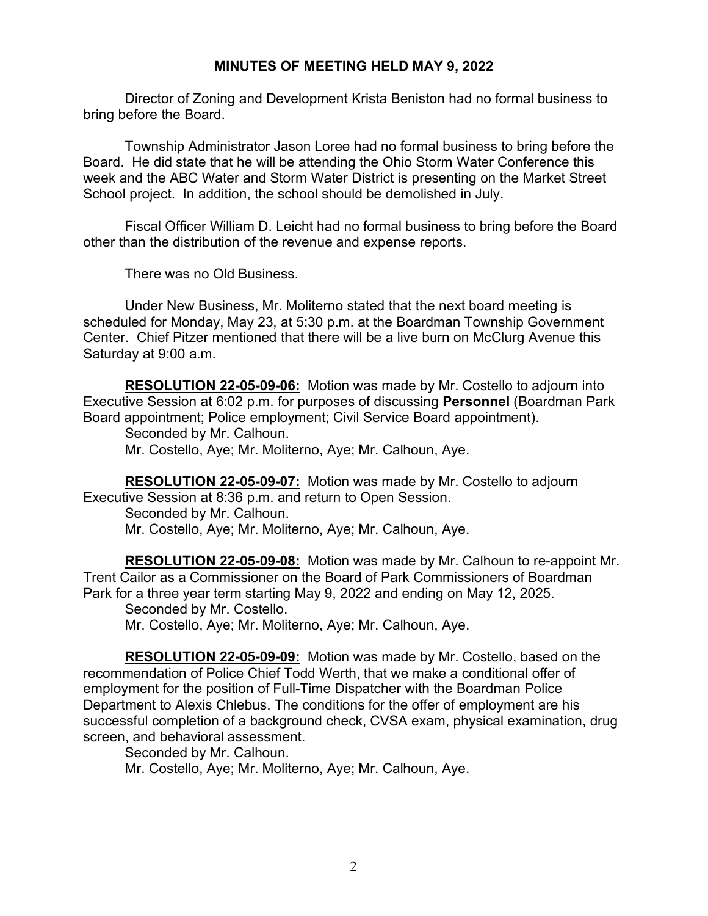**MINUTES OF MEETING HELD MAY 9, 2022**

Director of Zoning and Development Krista Beniston had no formal business to bring before the Board.

Township Administrator Jason Loree had no formal business to bring before the Board. He did state that he will be attending the Ohio Storm Water Conference this week and the ABC Water and Storm Water District is presenting on the Market Street School project. In addition, the school should be demolished in July.

Fiscal Officer William D. Leicht had no formal business to bring before the Board other than the distribution of the revenue and expense reports.

There was no Old Business.

Under New Business, Mr. Moliterno stated that the next board meeting is scheduled for Monday, May 23, at 5:30 p.m. at the Boardman Township Government Center. Chief Pitzer mentioned that there will be a live burn on McClurg Avenue this Saturday at 9:00 a.m.

**RESOLUTION 22-05-09-06:** Motion was made by Mr. Costello to adjourn into Executive Session at 6:02 p.m. for purposes of discussing **Personnel** (Boardman Park Board appointment; Police employment; Civil Service Board appointment).
Seconded by Mr. Calhoun.
Mr. Costello, Aye; Mr. Moliterno, Aye; Mr. Calhoun, Aye.

**RESOLUTION 22-05-09-07:** Motion was made by Mr. Costello to adjourn Executive Session at 8:36 p.m. and return to Open Session.
Seconded by Mr. Calhoun.
Mr. Costello, Aye; Mr. Moliterno, Aye; Mr. Calhoun, Aye.

**RESOLUTION 22-05-09-08:** Motion was made by Mr. Calhoun to re-appoint Mr. Trent Cailor as a Commissioner on the Board of Park Commissioners of Boardman Park for a three year term starting May 9, 2022 and ending on May 12, 2025.
Seconded by Mr. Costello.
Mr. Costello, Aye; Mr. Moliterno, Aye; Mr. Calhoun, Aye.

**RESOLUTION 22-05-09-09:** Motion was made by Mr. Costello, based on the recommendation of Police Chief Todd Werth, that we make a conditional offer of employment for the position of Full-Time Dispatcher with the Boardman Police Department to Alexis Chlebus. The conditions for the offer of employment are his successful completion of a background check, CVSA exam, physical examination, drug screen, and behavioral assessment.
Seconded by Mr. Calhoun.
Mr. Costello, Aye; Mr. Moliterno, Aye; Mr. Calhoun, Aye.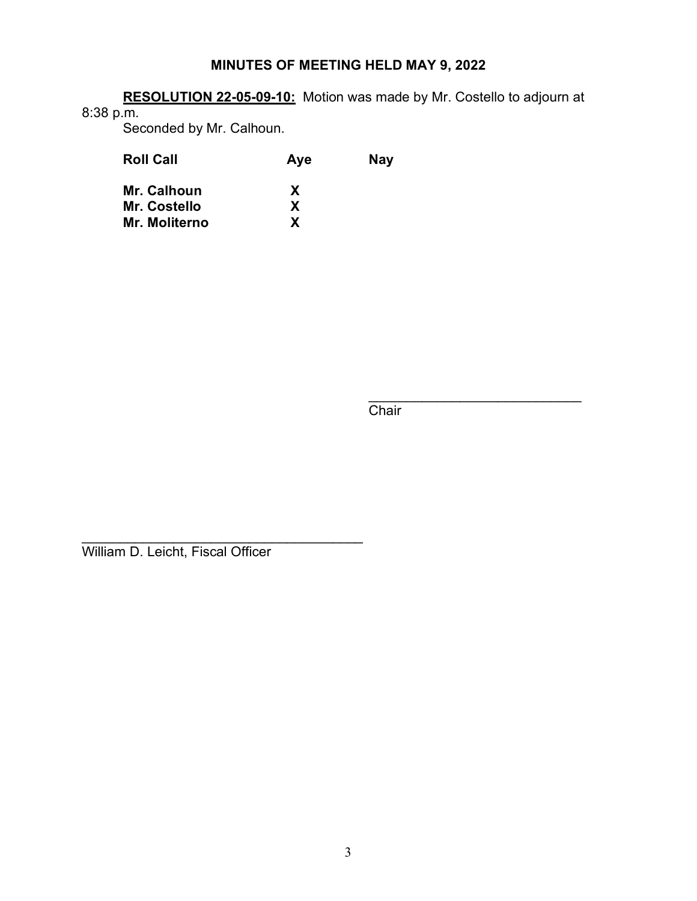**MINUTES OF MEETING HELD MAY 9, 2022**

**RESOLUTION 22-05-09-10:** Motion was made by Mr. Costello to adjourn at 8:38 p.m.

Seconded by Mr. Calhoun.

| Roll Call | Aye | Nay |
|---|---|---|
| Mr. Calhoun | X | |
| Mr. Costello | X | |
| Mr. Moliterno | X | |

\_\_\_\_\_\_\_\_\_\_\_\_\_\_\_\_\_\_\_\_\_\_\_\_\_\_\_\_
Chair

\_\_\_\_\_\_\_\_\_\_\_\_\_\_\_\_\_\_\_\_\_\_\_\_\_\_\_\_\_\_\_\_\_\_\_\_\_\_
William D. Leicht, Fiscal Officer